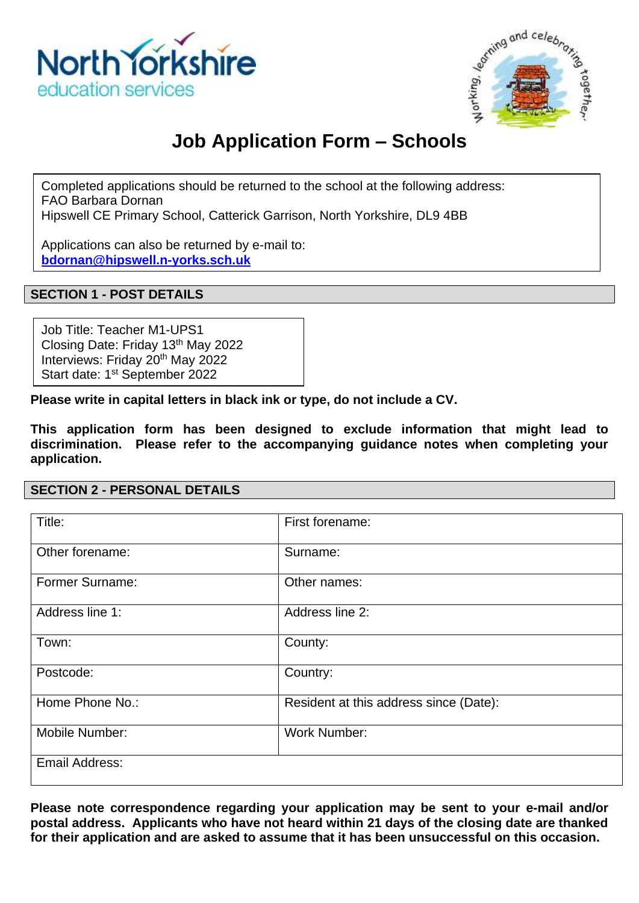# Job Application Form – Schools

Completed applications should be returned to the school at the following address:
FAO Barbara Dornan
Hipswell CE Primary School, Catterick Garrison, North Yorkshire, DL9 4BB

Applications can also be returned by e-mail to:
**bdornan@hipswell.n-yorks.sch.uk**

## SECTION 1 - POST DETAILS

Job Title: Teacher M1-UPS1
Closing Date: Friday 13th May 2022
Interviews: Friday 20th May 2022
Start date: 1st September 2022

**Please write in capital letters in black ink or type, do not include a CV.**

**This application form has been designed to exclude information that might lead to discrimination. Please refer to the accompanying guidance notes when completing your application.**

## SECTION 2 - PERSONAL DETAILS

| Title: | First forename: |
|---|---|
| Other forename: | Surname: |
| Former Surname: | Other names: |
| Address line 1: | Address line 2: |
| Town: | County: |
| Postcode: | Country: |
| Home Phone No.: | Resident at this address since (Date): |
| Mobile Number: | Work Number: |
| Email Address: | |

**Please note correspondence regarding your application may be sent to your e-mail and/or postal address. Applicants who have not heard within 21 days of the closing date are thanked for their application and are asked to assume that it has been unsuccessful on this occasion.**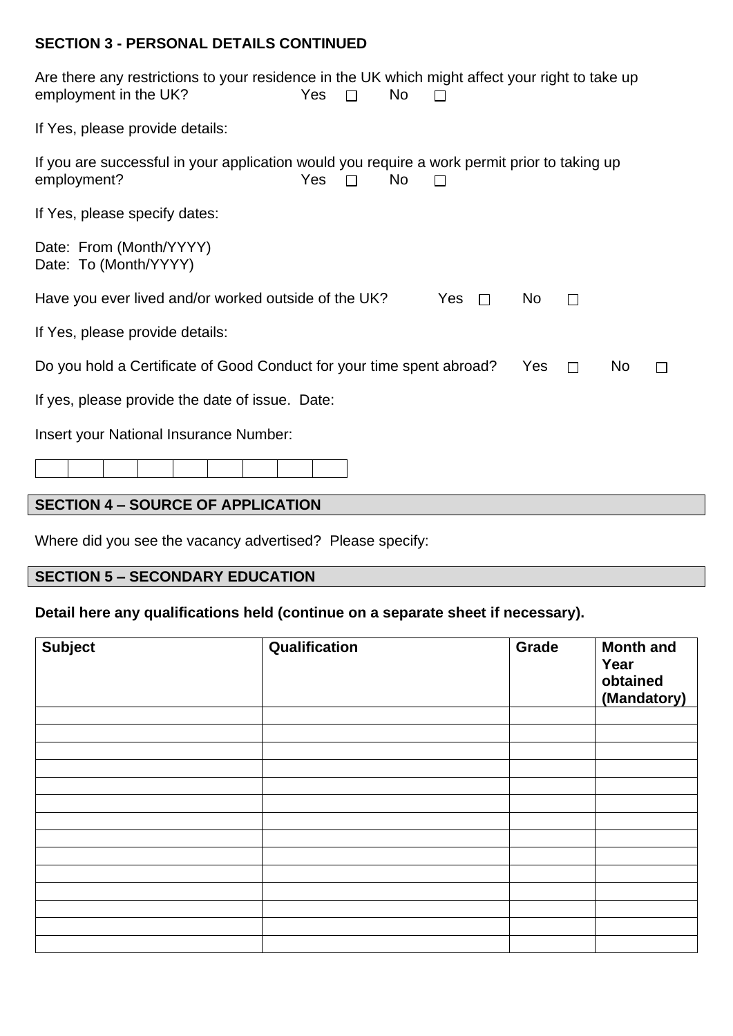## SECTION 3 - PERSONAL DETAILS CONTINUED

Are there any restrictions to your residence in the UK which might affect your right to take up employment in the UK? Yes ☐ No ☐

If Yes, please provide details:

If you are successful in your application would you require a work permit prior to taking up employment? Yes ☐ No ☐

If Yes, please specify dates:

Date: From (Month/YYYY)
Date: To (Month/YYYY)

Have you ever lived and/or worked outside of the UK? Yes ☐ No ☐

If Yes, please provide details:

Do you hold a Certificate of Good Conduct for your time spent abroad? Yes ☐ No ☐

If yes, please provide the date of issue. Date:

Insert your National Insurance Number:

| | | | | | | | | |
|---|---|---|---|---|---|---|---|---|
| | | | | | | | | |

## SECTION 4 – SOURCE OF APPLICATION

Where did you see the vacancy advertised? Please specify:

## SECTION 5 – SECONDARY EDUCATION

**Detail here any qualifications held (continue on a separate sheet if necessary).**

| Subject | Qualification | Grade | Month and Year obtained (Mandatory) |
|---|---|---|---|
| | | | |
| | | | |
| | | | |
| | | | |
| | | | |
| | | | |
| | | | |
| | | | |
| | | | |
| | | | |
| | | | |
| | | | |
| | | | |
| | | | |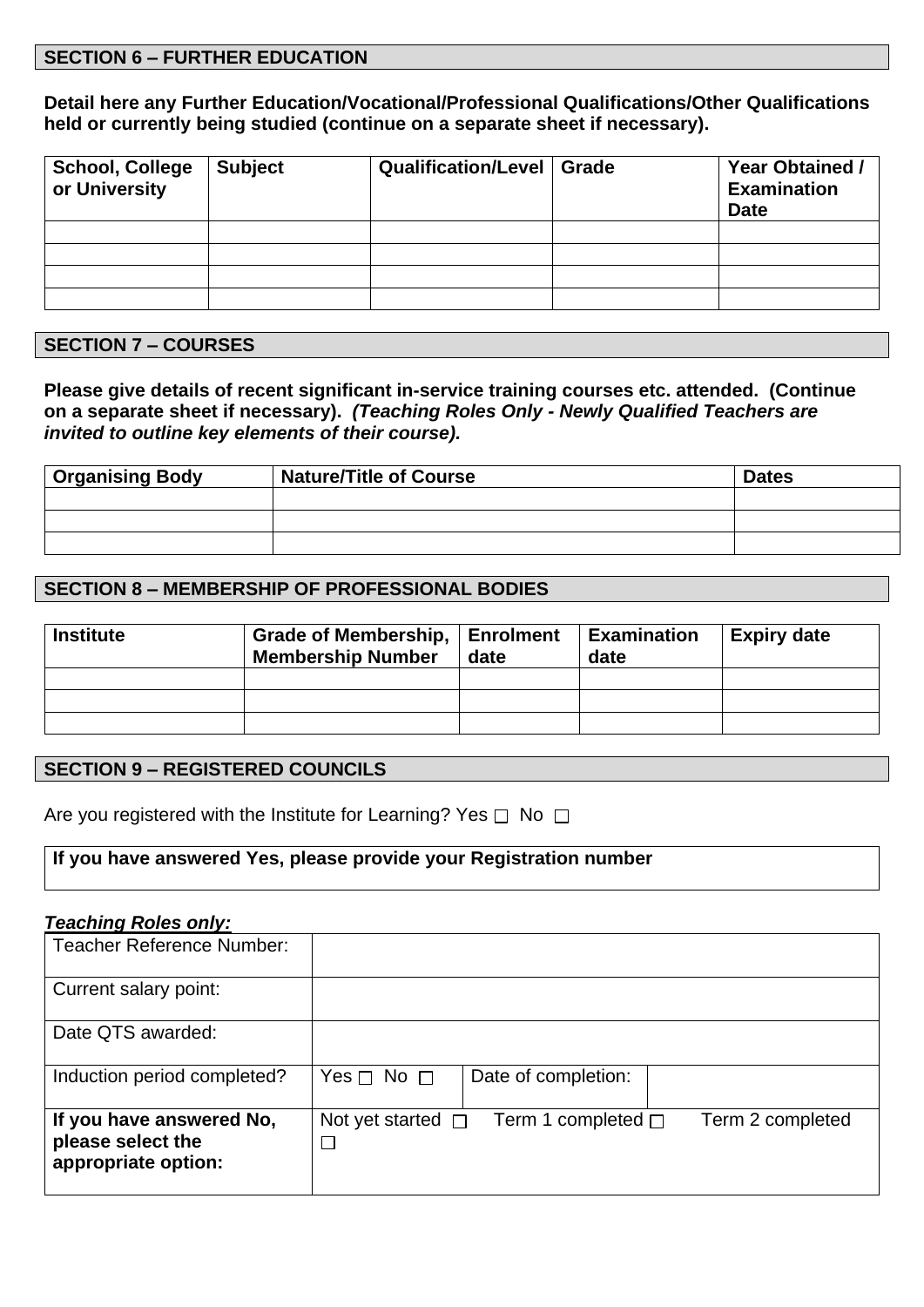## SECTION 6 – FURTHER EDUCATION

**Detail here any Further Education/Vocational/Professional Qualifications/Other Qualifications held or currently being studied (continue on a separate sheet if necessary).**

| School, College or University | Subject | Qualification/Level | Grade | Year Obtained / Examination Date |
|---|---|---|---|---|
| | | | | |
| | | | | |
| | | | | |
| | | | | |

## SECTION 7 – COURSES

**Please give details of recent significant in-service training courses etc. attended. (Continue on a separate sheet if necessary).** ***(Teaching Roles Only - Newly Qualified Teachers are invited to outline key elements of their course).***

| Organising Body | Nature/Title of Course | Dates |
|---|---|---|
| | | |
| | | |
| | | |

## SECTION 8 – MEMBERSHIP OF PROFESSIONAL BODIES

| Institute | Grade of Membership, Membership Number | Enrolment date | Examination date | Expiry date |
|---|---|---|---|---|
| | | | | |
| | | | | |
| | | | | |

## SECTION 9 – REGISTERED COUNCILS

Are you registered with the Institute for Learning? Yes ☐ No ☐

**If you have answered Yes, please provide your Registration number**

***Teaching Roles only:***

| Teacher Reference Number: | | | |
|---|---|---|---|
| Current salary point: | | | |
| Date QTS awarded: | | | |
| Induction period completed? | Yes ☐ No ☐ | Date of completion: | |
| **If you have answered No, please select the appropriate option:** | Not yet started ☐ Term 1 completed ☐ Term 2 completed ☐ | | |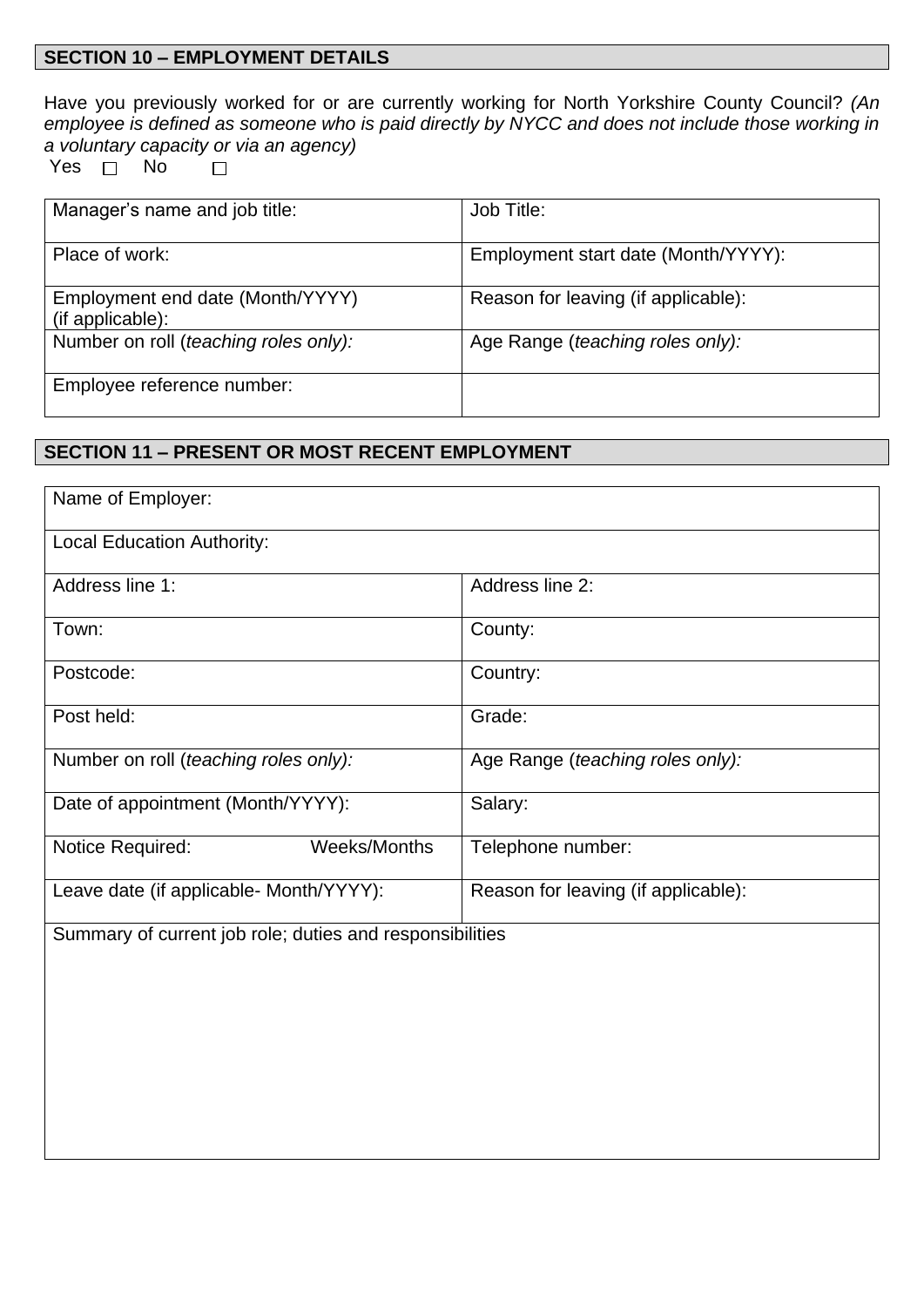## SECTION 10 – EMPLOYMENT DETAILS

Have you previously worked for or are currently working for North Yorkshire County Council? *(An employee is defined as someone who is paid directly by NYCC and does not include those working in a voluntary capacity or via an agency)*

Yes ☐ No ☐

| Manager's name and job title: | Job Title: |
|---|---|
| Place of work: | Employment start date (Month/YYYY): |
| Employment end date (Month/YYYY) (if applicable): | Reason for leaving (if applicable): |
| Number on roll (*teaching roles only):* | Age Range (*teaching roles only):* |
| Employee reference number: | |

## SECTION 11 – PRESENT OR MOST RECENT EMPLOYMENT

| Name of Employer: | |
|---|---|
| Local Education Authority: | |
| Address line 1: | Address line 2: |
| Town: | County: |
| Postcode: | Country: |
| Post held: | Grade: |
| Number on roll (*teaching roles only):* | Age Range (*teaching roles only):* |
| Date of appointment (Month/YYYY): | Salary: |
| Notice Required: Weeks/Months | Telephone number: |
| Leave date (if applicable- Month/YYYY): | Reason for leaving (if applicable): |
| Summary of current job role; duties and responsibilities | |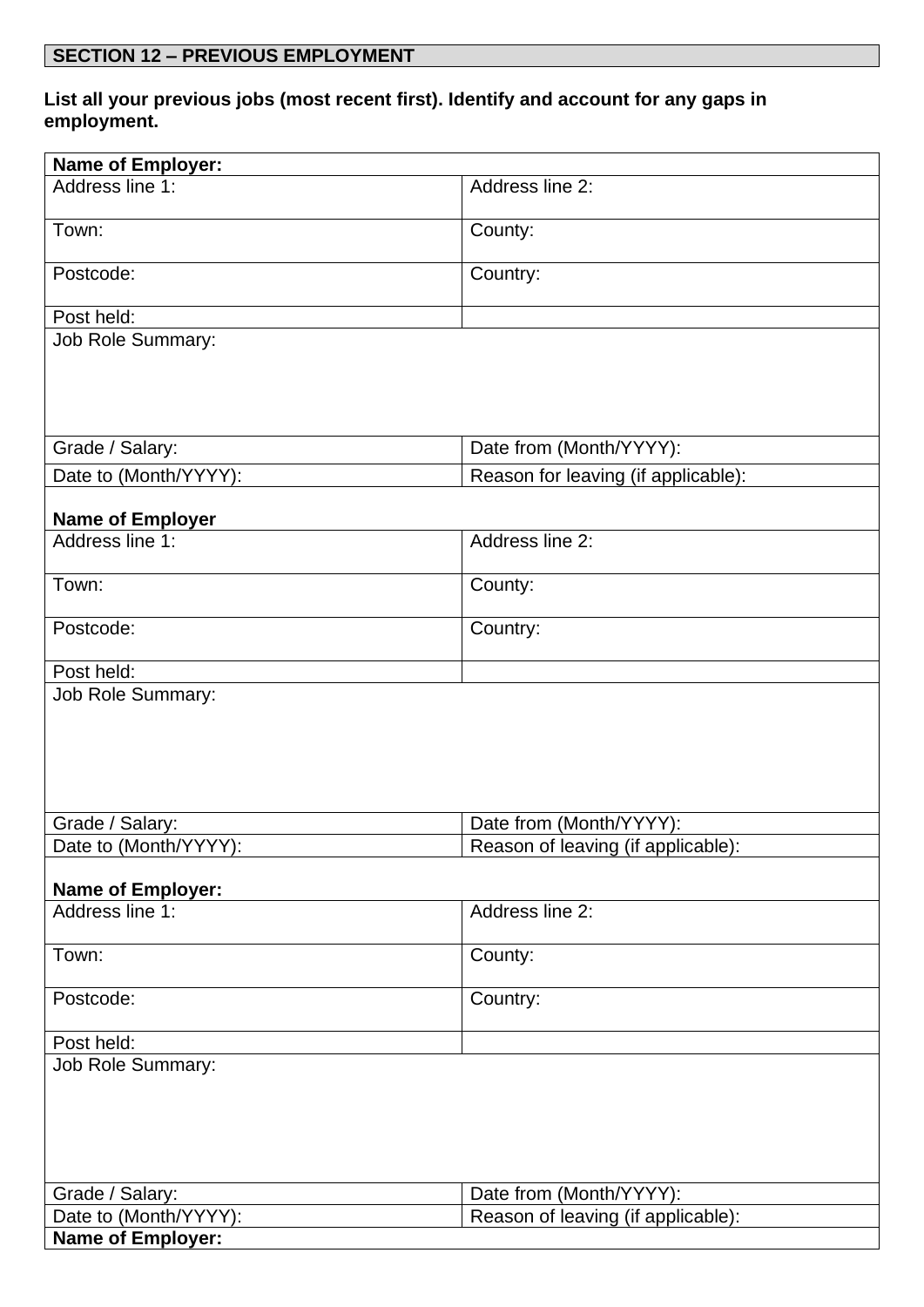## SECTION 12 – PREVIOUS EMPLOYMENT

**List all your previous jobs (most recent first). Identify and account for any gaps in employment.**

| **Name of Employer:** | |
|---|---|
| Address line 1: | Address line 2: |
| Town: | County: |
| Postcode: | Country: |
| Post held: | |
| Job Role Summary: | |
| Grade / Salary: | Date from (Month/YYYY): |
| Date to (Month/YYYY): | Reason for leaving (if applicable): |
| **Name of Employer** | |
| Address line 1: | Address line 2: |
| Town: | County: |
| Postcode: | Country: |
| Post held: | |
| Job Role Summary: | |
| Grade / Salary: | Date from (Month/YYYY): |
| Date to (Month/YYYY): | Reason of leaving (if applicable): |
| **Name of Employer:** | |
| Address line 1: | Address line 2: |
| Town: | County: |
| Postcode: | Country: |
| Post held: | |
| Job Role Summary: | |
| Grade / Salary: | Date from (Month/YYYY): |
| Date to (Month/YYYY): | Reason of leaving (if applicable): |
| **Name of Employer:** | |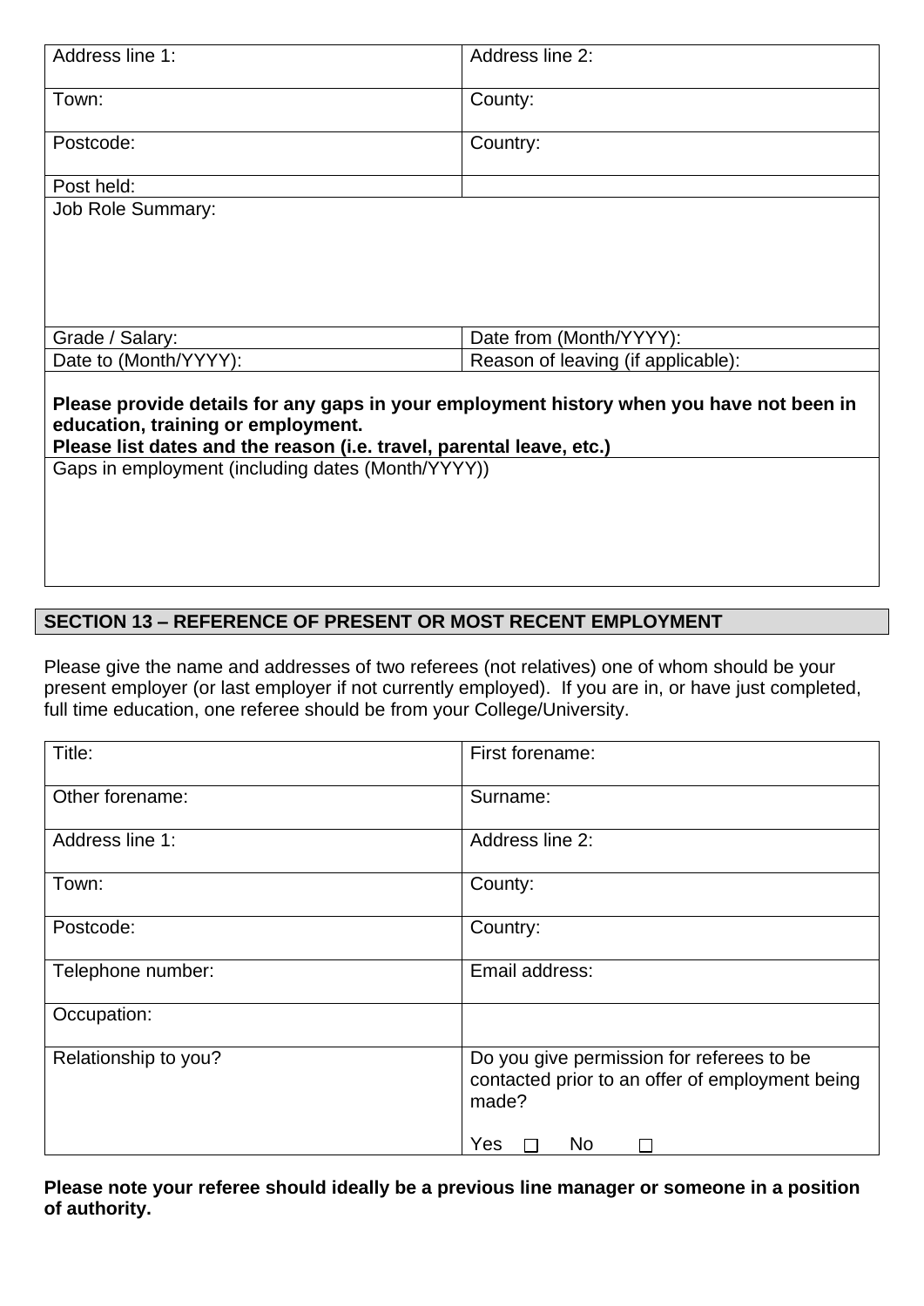| Address line 1: | Address line 2: |
|---|---|
| Town: | County: |
| Postcode: | Country: |
| Post held: | |
| Job Role Summary: | |
| Grade / Salary: | Date from (Month/YYYY): |
| Date to (Month/YYYY): | Reason of leaving (if applicable): |

**Please provide details for any gaps in your employment history when you have not been in education, training or employment.**
**Please list dates and the reason (i.e. travel, parental leave, etc.)**

| Gaps in employment (including dates (Month/YYYY)) |
|---|
| |

## SECTION 13 – REFERENCE OF PRESENT OR MOST RECENT EMPLOYMENT

Please give the name and addresses of two referees (not relatives) one of whom should be your present employer (or last employer if not currently employed). If you are in, or have just completed, full time education, one referee should be from your College/University.

| Title: | First forename: |
|---|---|
| Other forename: | Surname: |
| Address line 1: | Address line 2: |
| Town: | County: |
| Postcode: | Country: |
| Telephone number: | Email address: |
| Occupation: | |
| Relationship to you? | Do you give permission for referees to be contacted prior to an offer of employment being made?<br><br>Yes ☐ No ☐ |

**Please note your referee should ideally be a previous line manager or someone in a position of authority.**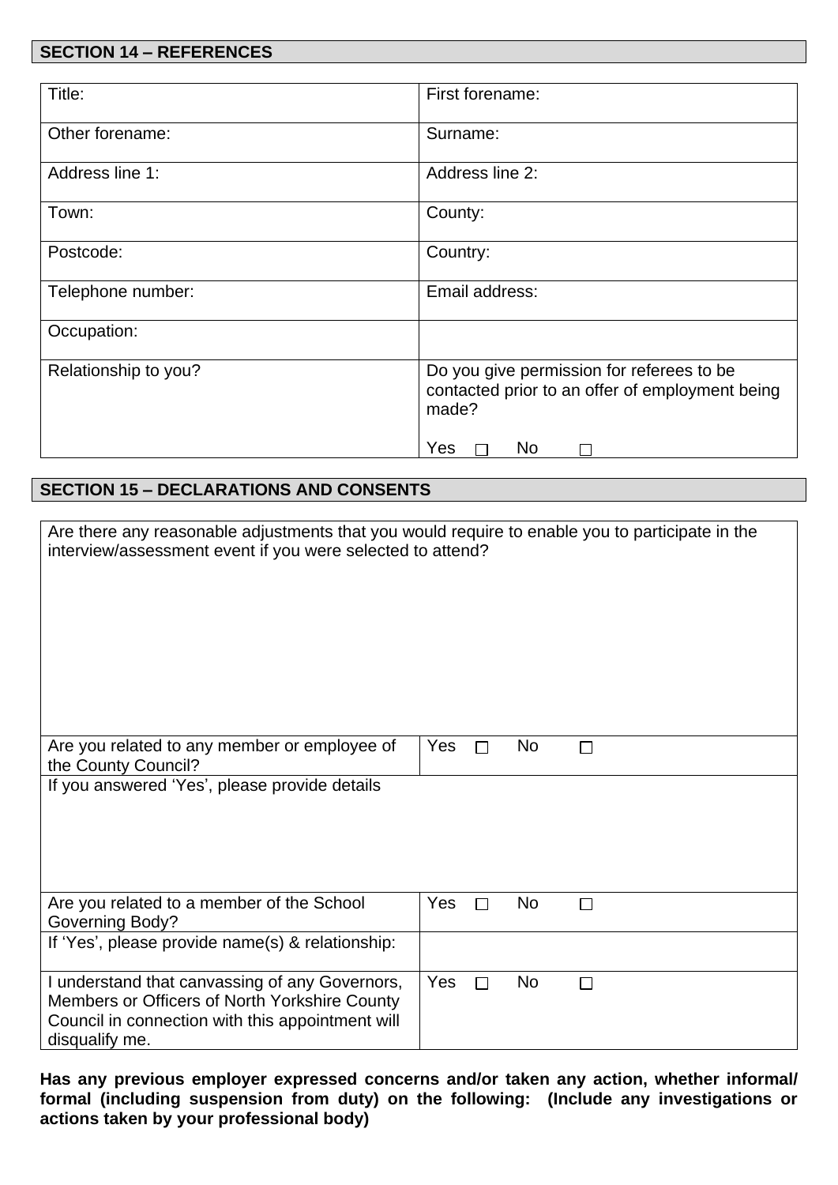## SECTION 14 – REFERENCES

| | |
|---|---|
| Title: | First forename: |
| Other forename: | Surname: |
| Address line 1: | Address line 2: |
| Town: | County: |
| Postcode: | Country: |
| Telephone number: | Email address: |
| Occupation: | |
| Relationship to you? | Do you give permission for referees to be contacted prior to an offer of employment being made?<br><br>Yes ☐ No ☐ |

## SECTION 15 – DECLARATIONS AND CONSENTS

| | |
|---|---|
| Are there any reasonable adjustments that you would require to enable you to participate in the interview/assessment event if you were selected to attend? | |
| Are you related to any member or employee of the County Council? | Yes ☐ No ☐ |
| If you answered 'Yes', please provide details | |
| Are you related to a member of the School Governing Body? | Yes ☐ No ☐ |
| If 'Yes', please provide name(s) & relationship: | |
| I understand that canvassing of any Governors, Members or Officers of North Yorkshire County Council in connection with this appointment will disqualify me. | Yes ☐ No ☐ |

**Has any previous employer expressed concerns and/or taken any action, whether informal/ formal (including suspension from duty) on the following: (Include any investigations or actions taken by your professional body)**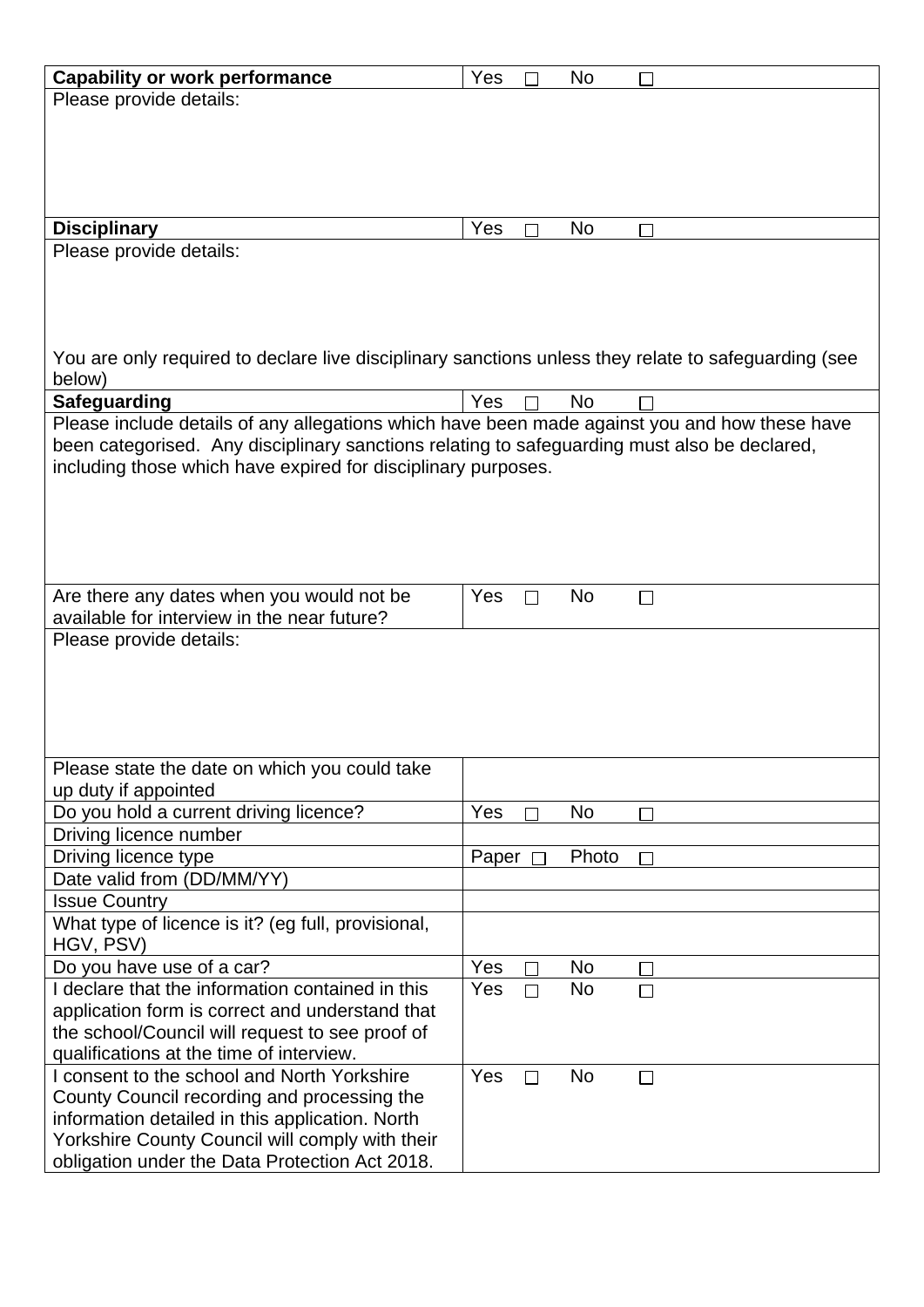| **Capability or work performance** | Yes ☐ No ☐ |
| --- | --- |
| Please provide details: | |
| **Disciplinary** | Yes ☐ No ☐ |
| Please provide details:<br><br>You are only required to declare live disciplinary sanctions unless they relate to safeguarding (see below) | |
| **Safeguarding** | Yes ☐ No ☐ |
| Please include details of any allegations which have been made against you and how these have been categorised. Any disciplinary sanctions relating to safeguarding must also be declared, including those which have expired for disciplinary purposes. | |
| Are there any dates when you would not be available for interview in the near future? | Yes ☐ No ☐ |
| Please provide details: | |
| Please state the date on which you could take up duty if appointed | |
| Do you hold a current driving licence? | Yes ☐ No ☐ |
| Driving licence number | |
| Driving licence type | Paper ☐ Photo ☐ |
| Date valid from (DD/MM/YY) | |
| Issue Country | |
| What type of licence is it? (eg full, provisional, HGV, PSV) | |
| Do you have use of a car? | Yes ☐ No ☐ |
| I declare that the information contained in this application form is correct and understand that the school/Council will request to see proof of qualifications at the time of interview. | Yes ☐ No ☐ |
| I consent to the school and North Yorkshire County Council recording and processing the information detailed in this application. North Yorkshire County Council will comply with their obligation under the Data Protection Act 2018. | Yes ☐ No ☐ |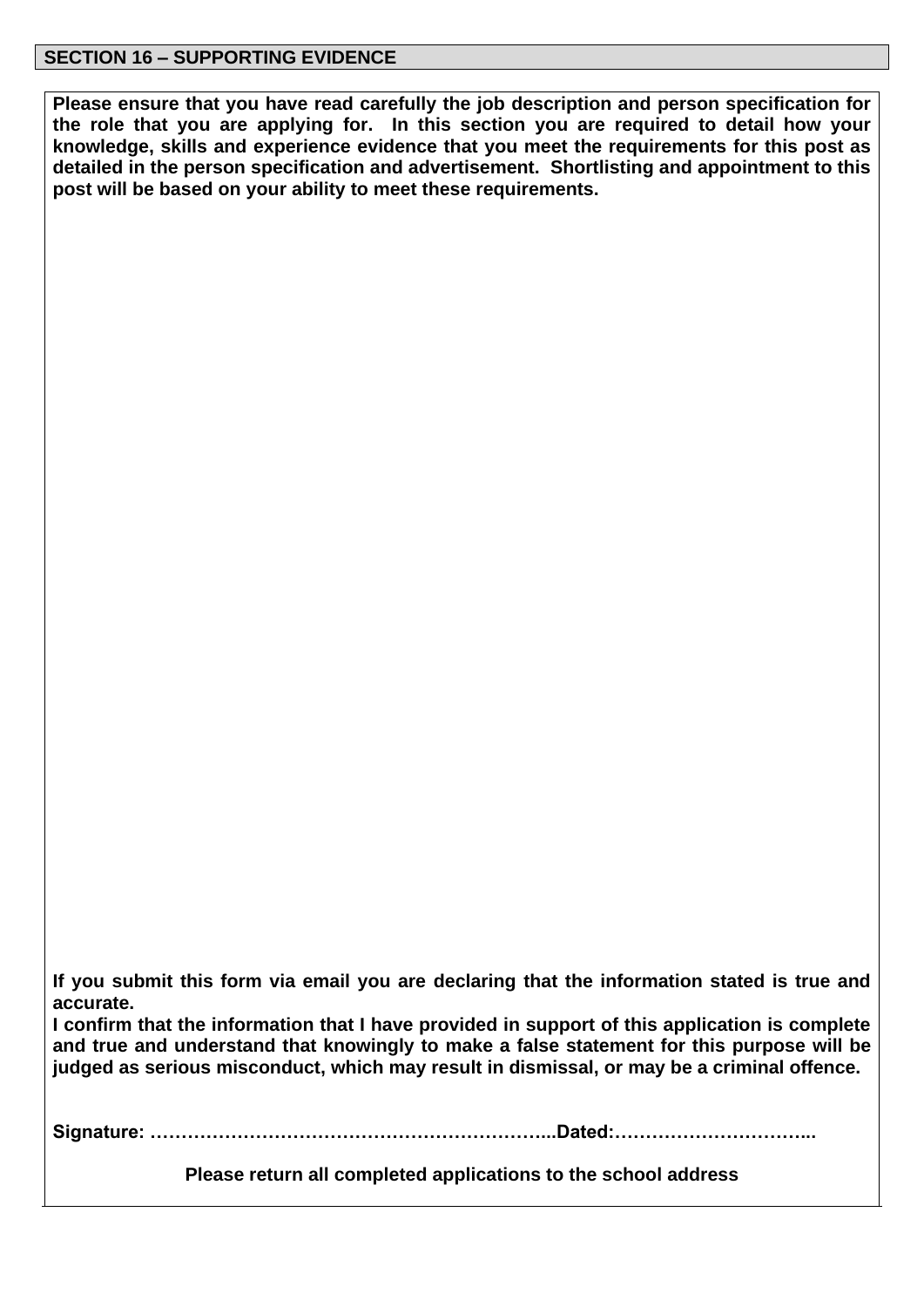## SECTION 16 – SUPPORTING EVIDENCE

**Please ensure that you have read carefully the job description and person specification for the role that you are applying for. In this section you are required to detail how your knowledge, skills and experience evidence that you meet the requirements for this post as detailed in the person specification and advertisement. Shortlisting and appointment to this post will be based on your ability to meet these requirements.**

**If you submit this form via email you are declaring that the information stated is true and accurate.**

**I confirm that the information that I have provided in support of this application is complete and true and understand that knowingly to make a false statement for this purpose will be judged as serious misconduct, which may result in dismissal, or may be a criminal offence.**

**Signature: ………………………………………………………...Dated:…………………………..**

**Please return all completed applications to the school address**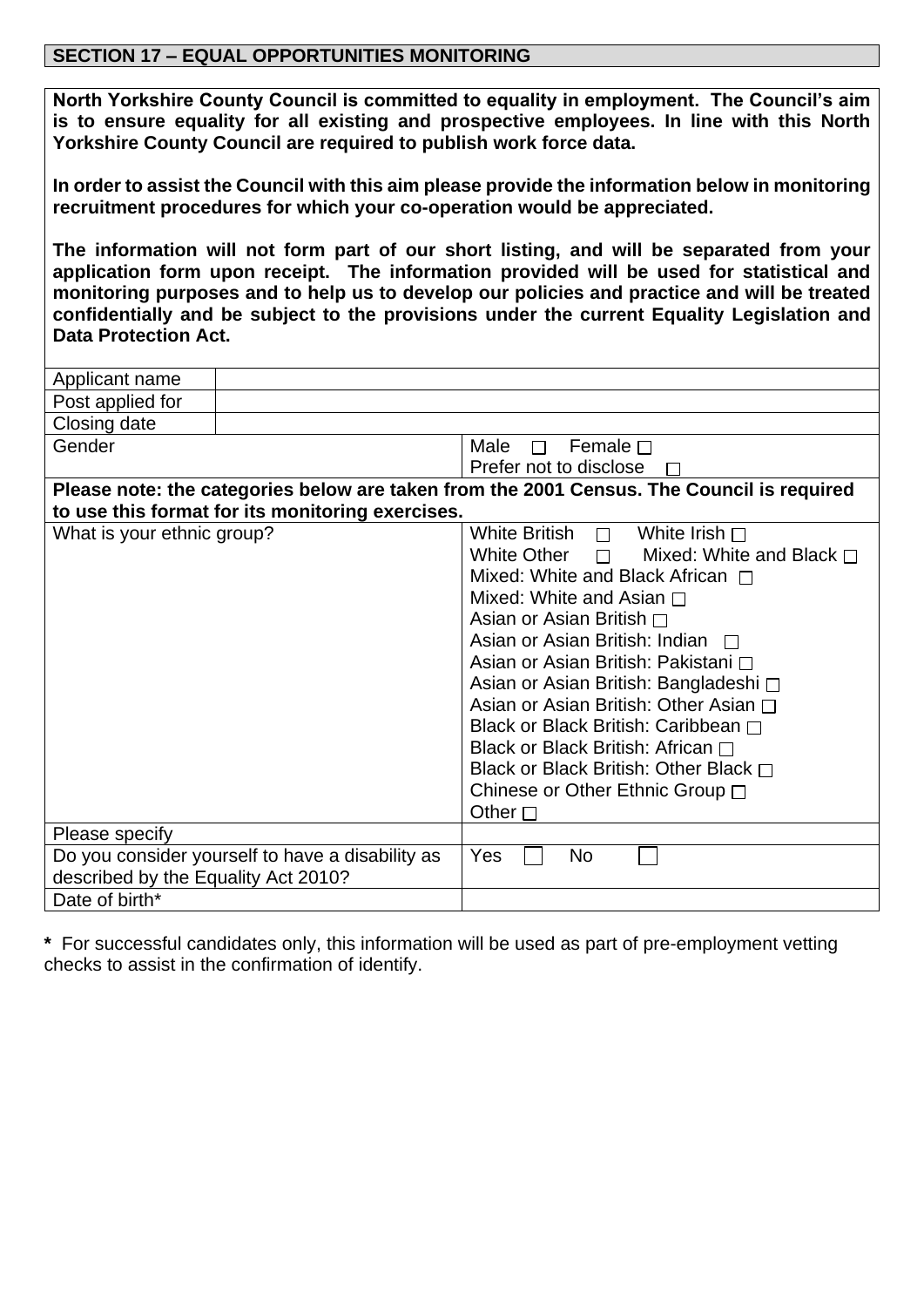## SECTION 17 – EQUAL OPPORTUNITIES MONITORING

**North Yorkshire County Council is committed to equality in employment. The Council's aim is to ensure equality for all existing and prospective employees. In line with this North Yorkshire County Council are required to publish work force data.**

**In order to assist the Council with this aim please provide the information below in monitoring recruitment procedures for which your co-operation would be appreciated.**

**The information will not form part of our short listing, and will be separated from your application form upon receipt. The information provided will be used for statistical and monitoring purposes and to help us to develop our policies and practice and will be treated confidentially and be subject to the provisions under the current Equality Legislation and Data Protection Act.**

| | |
|---|---|
| Applicant name | |
| Post applied for | |
| Closing date | |
| Gender | Male ☐ Female ☐<br>Prefer not to disclose ☐ |
| **Please note: the categories below are taken from the 2001 Census. The Council is required to use this format for its monitoring exercises.** | |
| What is your ethnic group? | White British ☐ White Irish ☐<br>White Other ☐ Mixed: White and Black ☐<br>Mixed: White and Black African ☐<br>Mixed: White and Asian ☐<br>Asian or Asian British ☐<br>Asian or Asian British: Indian ☐<br>Asian or Asian British: Pakistani ☐<br>Asian or Asian British: Bangladeshi ☐<br>Asian or Asian British: Other Asian ☐<br>Black or Black British: Caribbean ☐<br>Black or Black British: African ☐<br>Black or Black British: Other Black ☐<br>Chinese or Other Ethnic Group ☐<br>Other ☐ |
| Please specify | |
| Do you consider yourself to have a disability as described by the Equality Act 2010? | Yes ☐ No ☐ |
| Date of birth* | |

**\*** For successful candidates only, this information will be used as part of pre-employment vetting checks to assist in the confirmation of identify.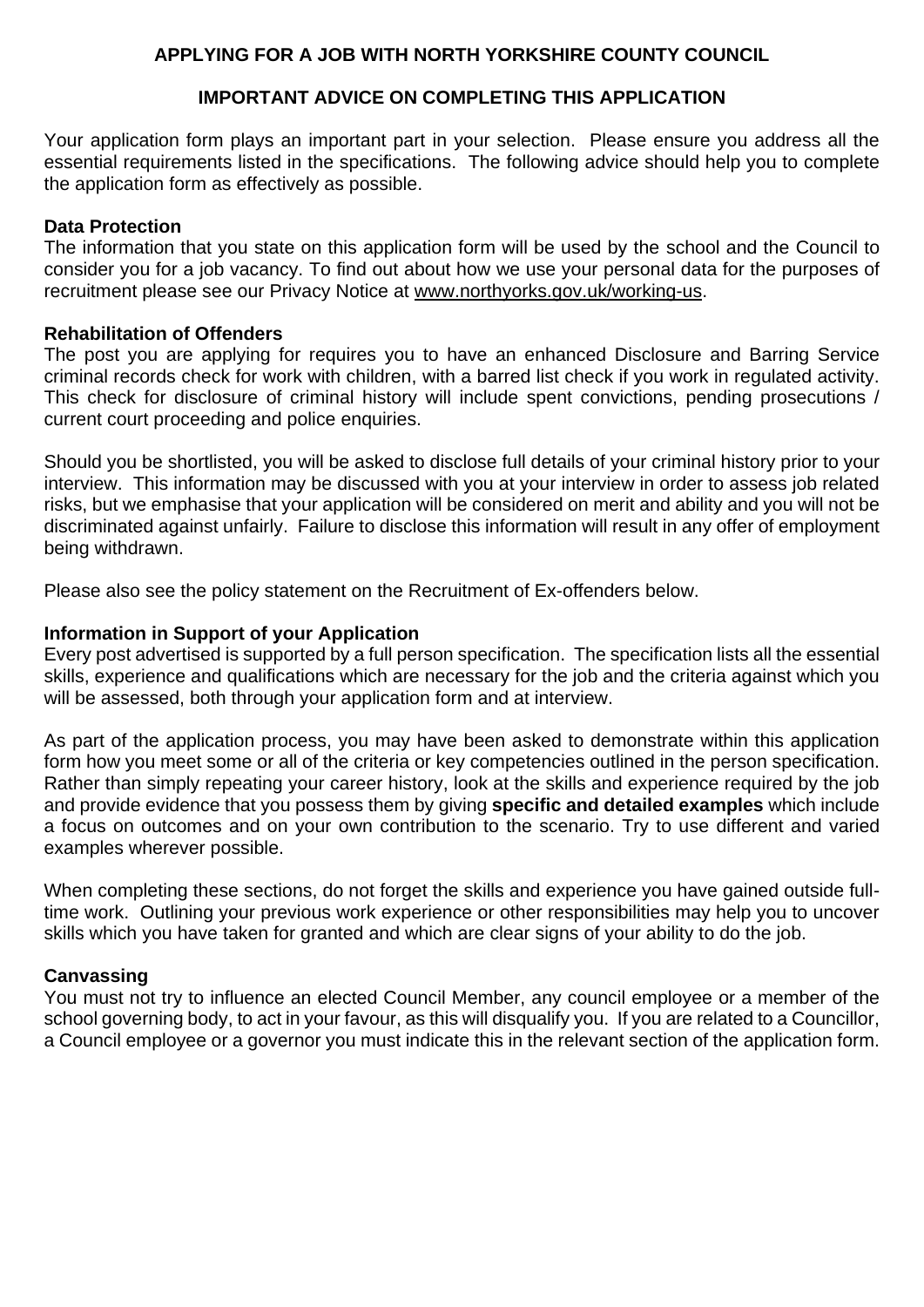# APPLYING FOR A JOB WITH NORTH YORKSHIRE COUNTY COUNCIL

## IMPORTANT ADVICE ON COMPLETING THIS APPLICATION

Your application form plays an important part in your selection. Please ensure you address all the essential requirements listed in the specifications. The following advice should help you to complete the application form as effectively as possible.

### Data Protection

The information that you state on this application form will be used by the school and the Council to consider you for a job vacancy. To find out about how we use your personal data for the purposes of recruitment please see our Privacy Notice at www.northyorks.gov.uk/working-us.

### Rehabilitation of Offenders

The post you are applying for requires you to have an enhanced Disclosure and Barring Service criminal records check for work with children, with a barred list check if you work in regulated activity. This check for disclosure of criminal history will include spent convictions, pending prosecutions / current court proceeding and police enquiries.

Should you be shortlisted, you will be asked to disclose full details of your criminal history prior to your interview. This information may be discussed with you at your interview in order to assess job related risks, but we emphasise that your application will be considered on merit and ability and you will not be discriminated against unfairly. Failure to disclose this information will result in any offer of employment being withdrawn.

Please also see the policy statement on the Recruitment of Ex-offenders below.

### Information in Support of your Application

Every post advertised is supported by a full person specification. The specification lists all the essential skills, experience and qualifications which are necessary for the job and the criteria against which you will be assessed, both through your application form and at interview.

As part of the application process, you may have been asked to demonstrate within this application form how you meet some or all of the criteria or key competencies outlined in the person specification. Rather than simply repeating your career history, look at the skills and experience required by the job and provide evidence that you possess them by giving **specific and detailed examples** which include a focus on outcomes and on your own contribution to the scenario. Try to use different and varied examples wherever possible.

When completing these sections, do not forget the skills and experience you have gained outside full-time work. Outlining your previous work experience or other responsibilities may help you to uncover skills which you have taken for granted and which are clear signs of your ability to do the job.

### Canvassing

You must not try to influence an elected Council Member, any council employee or a member of the school governing body, to act in your favour, as this will disqualify you. If you are related to a Councillor, a Council employee or a governor you must indicate this in the relevant section of the application form.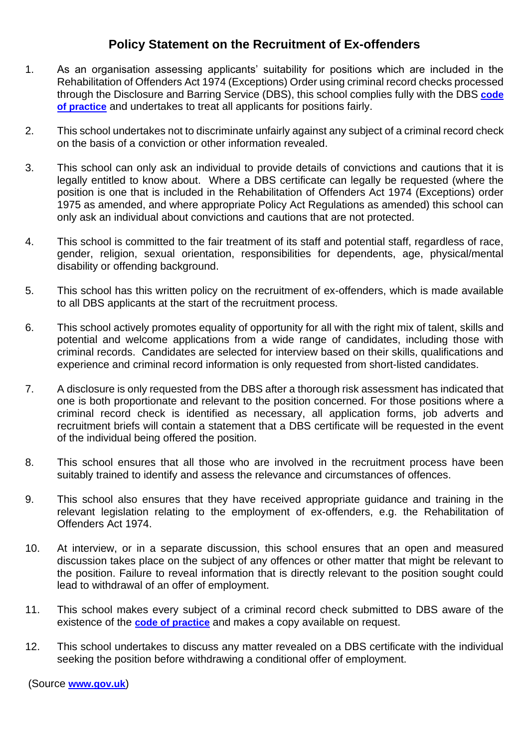# Policy Statement on the Recruitment of Ex-offenders

1. As an organisation assessing applicants' suitability for positions which are included in the Rehabilitation of Offenders Act 1974 (Exceptions) Order using criminal record checks processed through the Disclosure and Barring Service (DBS), this school complies fully with the DBS **code of practice** and undertakes to treat all applicants for positions fairly.

2. This school undertakes not to discriminate unfairly against any subject of a criminal record check on the basis of a conviction or other information revealed.

3. This school can only ask an individual to provide details of convictions and cautions that it is legally entitled to know about. Where a DBS certificate can legally be requested (where the position is one that is included in the Rehabilitation of Offenders Act 1974 (Exceptions) order 1975 as amended, and where appropriate Policy Act Regulations as amended) this school can only ask an individual about convictions and cautions that are not protected.

4. This school is committed to the fair treatment of its staff and potential staff, regardless of race, gender, religion, sexual orientation, responsibilities for dependents, age, physical/mental disability or offending background.

5. This school has this written policy on the recruitment of ex-offenders, which is made available to all DBS applicants at the start of the recruitment process.

6. This school actively promotes equality of opportunity for all with the right mix of talent, skills and potential and welcome applications from a wide range of candidates, including those with criminal records. Candidates are selected for interview based on their skills, qualifications and experience and criminal record information is only requested from short-listed candidates.

7. A disclosure is only requested from the DBS after a thorough risk assessment has indicated that one is both proportionate and relevant to the position concerned. For those positions where a criminal record check is identified as necessary, all application forms, job adverts and recruitment briefs will contain a statement that a DBS certificate will be requested in the event of the individual being offered the position.

8. This school ensures that all those who are involved in the recruitment process have been suitably trained to identify and assess the relevance and circumstances of offences.

9. This school also ensures that they have received appropriate guidance and training in the relevant legislation relating to the employment of ex-offenders, e.g. the Rehabilitation of Offenders Act 1974.

10. At interview, or in a separate discussion, this school ensures that an open and measured discussion takes place on the subject of any offences or other matter that might be relevant to the position. Failure to reveal information that is directly relevant to the position sought could lead to withdrawal of an offer of employment.

11. This school makes every subject of a criminal record check submitted to DBS aware of the existence of the **code of practice** and makes a copy available on request.

12. This school undertakes to discuss any matter revealed on a DBS certificate with the individual seeking the position before withdrawing a conditional offer of employment.

(Source **www.gov.uk**)